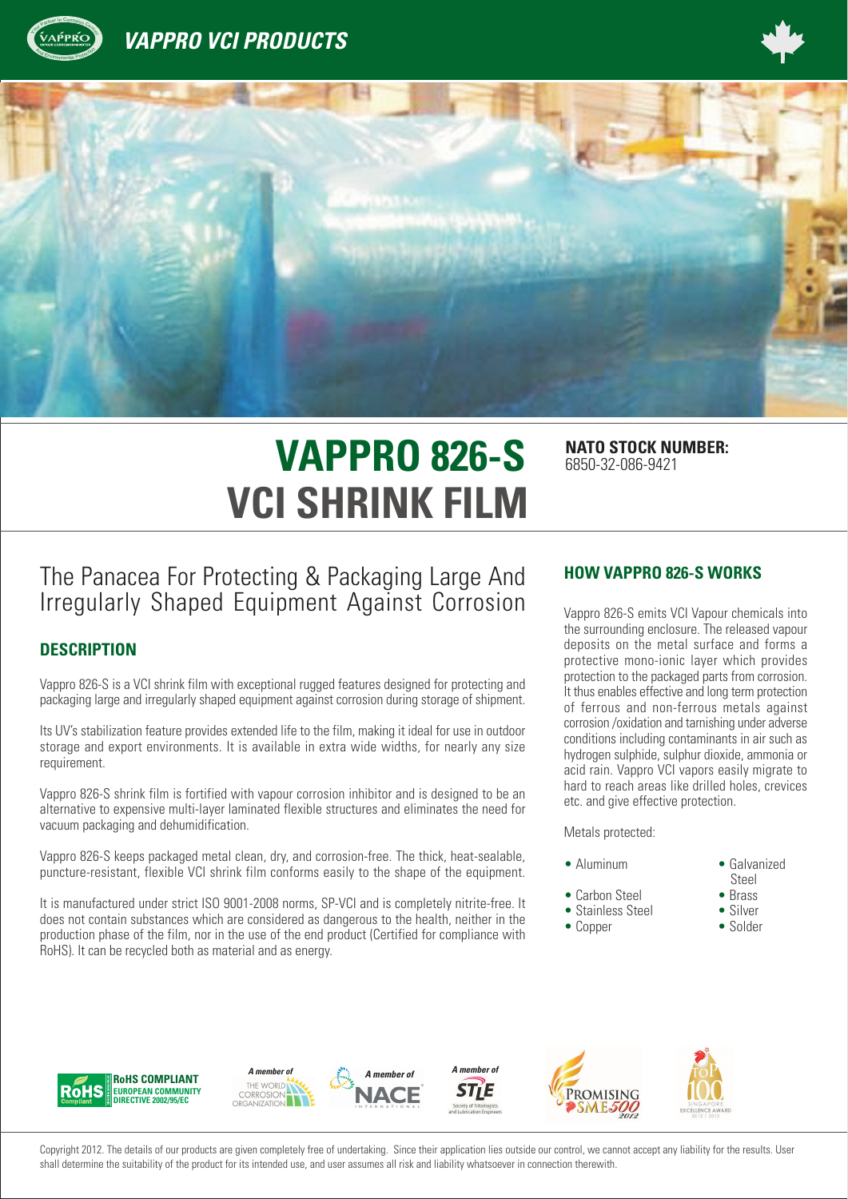# VAPPRO 826-S VCI SHRINK FILM

**NATO STOCK NUMBER:** 6850-32-086-9421

## The Panacea For Protecting & Packaging Large And Irregularly Shaped Equipment Against Corrosion

### DESCRIPTION

Vappro 826-S is a VCI shrink film with exceptional rugged features designed for protecting and packaging large and irregularly shaped equipment against corrosion during storage of shipment.

Its UV's stabilization feature provides extended life to the film, making it ideal for use in outdoor storage and export environments. It is available in extra wide widths, for nearly any size requirement.

Vappro 826-S shrink film is fortified with vapour corrosion inhibitor and is designed to be an alternative to expensive multi-layer laminated flexible structures and eliminates the need for vacuum packaging and dehumidification.

Vappro 826-S keeps packaged metal clean, dry, and corrosion-free. The thick, heat-sealable, puncture-resistant, flexible VCI shrink film conforms easily to the shape of the equipment.

It is manufactured under strict ISO 9001-2008 norms, SP-VCI and is completely nitrite-free. It does not contain substances which are considered as dangerous to the health, neither in the production phase of the film, nor in the use of the end product (Certified for compliance with RoHS). It can be recycled both as material and as energy.

### HOW VAPPRO 826-S WORKS

Vappro 826-S emits VCI Vapour chemicals into the surrounding enclosure. The released vapour deposits on the metal surface and forms a protective mono-ionic layer which provides protection to the packaged parts from corrosion. It thus enables effective and long term protection of ferrous and non-ferrous metals against corrosion /oxidation and tarnishing under adverse conditions including contaminants in air such as hydrogen sulphide, sulphur dioxide, ammonia or acid rain. Vappro VCI vapors easily migrate to hard to reach areas like drilled holes, crevices etc. and give effective protection.

Metals protected:

- Aluminum
- Carbon Steel
- Stainless Steel
- Copper
- Galvanized Steel
- Brass
- Silver
- Solder

RoHS COMPLIANT EUROPEAN COMMUNITY DIRECTIVE 2002/95/EC

A member of THE WORLD CORROSION ORGANIZATION

A member of NACE INTERNATIONAL

A member of STLE Society of Tribologists and Lubrication Engineers

Copyright 2012. The details of our products are given completely free of undertaking. Since their application lies outside our control, we cannot accept any liability for the results. User shall determine the suitability of the product for its intended use, and user assumes all risk and liability whatsoever in connection therewith.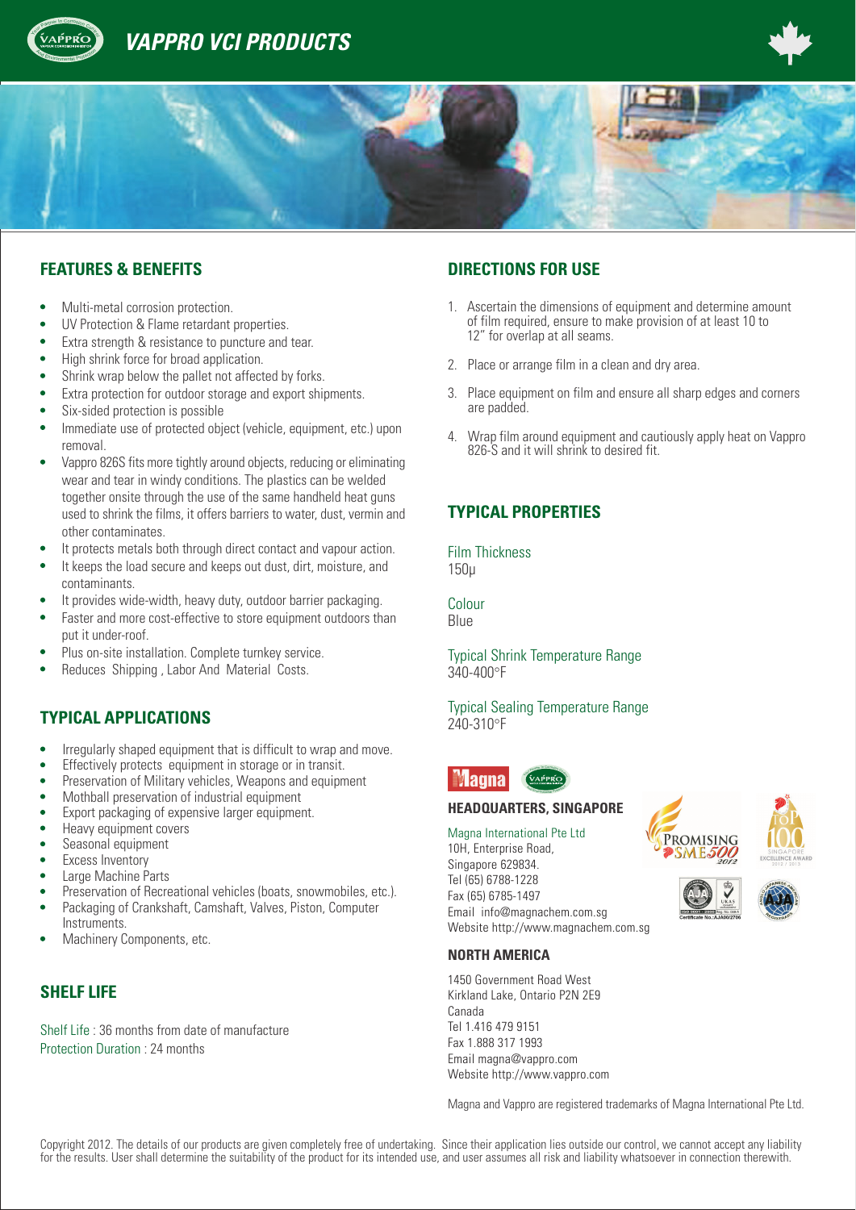# VAPPRO VCI PRODUCTS

## FEATURES & BENEFITS

- Multi-metal corrosion protection.
- UV Protection & Flame retardant properties.
- Extra strength & resistance to puncture and tear.
- High shrink force for broad application.
- Shrink wrap below the pallet not affected by forks.
- Extra protection for outdoor storage and export shipments.
- Six-sided protection is possible
- Immediate use of protected object (vehicle, equipment, etc.) upon removal.
- Vappro 826S fits more tightly around objects, reducing or eliminating wear and tear in windy conditions. The plastics can be welded together onsite through the use of the same handheld heat guns used to shrink the films, it offers barriers to water, dust, vermin and other contaminates.
- It protects metals both through direct contact and vapour action.
- It keeps the load secure and keeps out dust, dirt, moisture, and contaminants.
- It provides wide-width, heavy duty, outdoor barrier packaging.
- Faster and more cost-effective to store equipment outdoors than put it under-roof.
- Plus on-site installation. Complete turnkey service.
- Reduces Shipping , Labor And Material Costs.

## TYPICAL APPLICATIONS

- Irregularly shaped equipment that is difficult to wrap and move.
- Effectively protects equipment in storage or in transit.
- Preservation of Military vehicles, Weapons and equipment
- Mothball preservation of industrial equipment
- Export packaging of expensive larger equipment.
- Heavy equipment covers
- Seasonal equipment
- Excess Inventory
- Large Machine Parts
- Preservation of Recreational vehicles (boats, snowmobiles, etc.).
- Packaging of Crankshaft, Camshaft, Valves, Piston, Computer Instruments.
- Machinery Components, etc.

## SHELF LIFE

Shelf Life : 36 months from date of manufacture
Protection Duration : 24 months

## DIRECTIONS FOR USE

1. Ascertain the dimensions of equipment and determine amount of film required, ensure to make provision of at least 10 to 12" for overlap at all seams.
2. Place or arrange film in a clean and dry area.
3. Place equipment on film and ensure all sharp edges and corners are padded.
4. Wrap film around equipment and cautiously apply heat on Vappro 826-S and it will shrink to desired fit.

## TYPICAL PROPERTIES

Film Thickness
150μ

Colour
Blue

Typical Shrink Temperature Range
340-400°F

Typical Sealing Temperature Range
240-310°F

### HEADQUARTERS, SINGAPORE

Magna International Pte Ltd
10H, Enterprise Road,
Singapore 629834.
Tel (65) 6788-1228
Fax (65) 6785-1497
Email info@magnachem.com.sg
Website http://www.magnachem.com.sg

### NORTH AMERICA

1450 Government Road West
Kirkland Lake, Ontario P2N 2E9
Canada
Tel 1.416 479 9151
Fax 1.888 317 1993
Email magna@vappro.com
Website http://www.vappro.com

Magna and Vappro are registered trademarks of Magna International Pte Ltd.

Copyright 2012. The details of our products are given completely free of undertaking. Since their application lies outside our control, we cannot accept any liability for the results. User shall determine the suitability of the product for its intended use, and user assumes all risk and liability whatsoever in connection therewith.